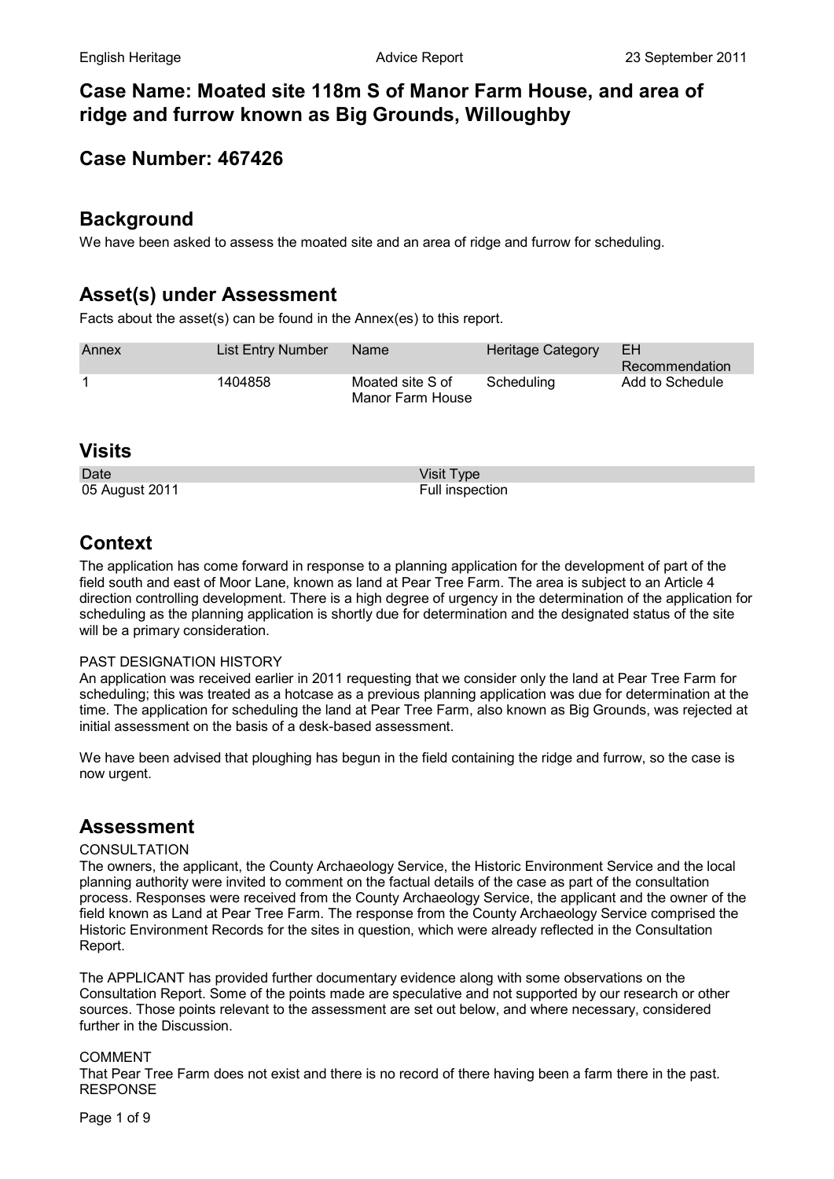## Case Name: Moated site 118m S of Manor Farm House, and area of ridge and furrow known as Big Grounds, Willoughby

## Case Number: 467426

## Background

We have been asked to assess the moated site and an area of ridge and furrow for scheduling.

## Asset(s) under Assessment

Facts about the asset(s) can be found in the Annex(es) to this report.

| Annex | List Entry Number | Name | Heritage Category | EH Recommendation |
|---|---|---|---|---|
| 1 | 1404858 | Moated site S of Manor Farm House | Scheduling | Add to Schedule |

## Visits

| Date | Visit Type |
|---|---|
| 05 August 2011 | Full inspection |

## Context

The application has come forward in response to a planning application for the development of part of the field south and east of Moor Lane, known as land at Pear Tree Farm. The area is subject to an Article 4 direction controlling development. There is a high degree of urgency in the determination of the application for scheduling as the planning application is shortly due for determination and the designated status of the site will be a primary consideration.

PAST DESIGNATION HISTORY

An application was received earlier in 2011 requesting that we consider only the land at Pear Tree Farm for scheduling; this was treated as a hotcase as a previous planning application was due for determination at the time. The application for scheduling the land at Pear Tree Farm, also known as Big Grounds, was rejected at initial assessment on the basis of a desk-based assessment.

We have been advised that ploughing has begun in the field containing the ridge and furrow, so the case is now urgent.

## Assessment

CONSULTATION

The owners, the applicant, the County Archaeology Service, the Historic Environment Service and the local planning authority were invited to comment on the factual details of the case as part of the consultation process. Responses were received from the County Archaeology Service, the applicant and the owner of the field known as Land at Pear Tree Farm. The response from the County Archaeology Service comprised the Historic Environment Records for the sites in question, which were already reflected in the Consultation Report.

The APPLICANT has provided further documentary evidence along with some observations on the Consultation Report. Some of the points made are speculative and not supported by our research or other sources. Those points relevant to the assessment are set out below, and where necessary, considered further in the Discussion.

COMMENT

That Pear Tree Farm does not exist and there is no record of there having been a farm there in the past.

RESPONSE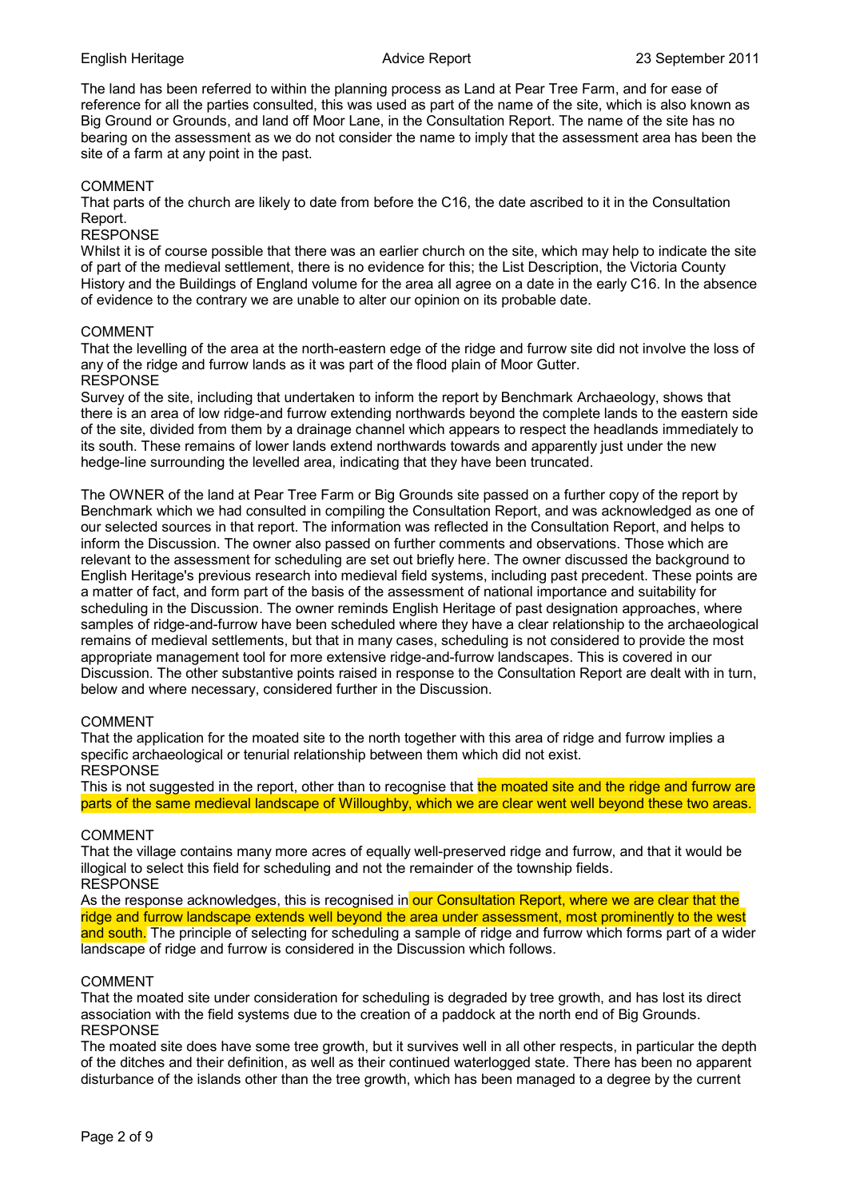The land has been referred to within the planning process as Land at Pear Tree Farm, and for ease of reference for all the parties consulted, this was used as part of the name of the site, which is also known as Big Ground or Grounds, and land off Moor Lane, in the Consultation Report. The name of the site has no bearing on the assessment as we do not consider the name to imply that the assessment area has been the site of a farm at any point in the past.

COMMENT
That parts of the church are likely to date from before the C16, the date ascribed to it in the Consultation Report.
RESPONSE
Whilst it is of course possible that there was an earlier church on the site, which may help to indicate the site of part of the medieval settlement, there is no evidence for this; the List Description, the Victoria County History and the Buildings of England volume for the area all agree on a date in the early C16. In the absence of evidence to the contrary we are unable to alter our opinion on its probable date.

COMMENT
That the levelling of the area at the north-eastern edge of the ridge and furrow site did not involve the loss of any of the ridge and furrow lands as it was part of the flood plain of Moor Gutter.
RESPONSE
Survey of the site, including that undertaken to inform the report by Benchmark Archaeology, shows that there is an area of low ridge-and furrow extending northwards beyond the complete lands to the eastern side of the site, divided from them by a drainage channel which appears to respect the headlands immediately to its south. These remains of lower lands extend northwards towards and apparently just under the new hedge-line surrounding the levelled area, indicating that they have been truncated.

The OWNER of the land at Pear Tree Farm or Big Grounds site passed on a further copy of the report by Benchmark which we had consulted in compiling the Consultation Report, and was acknowledged as one of our selected sources in that report. The information was reflected in the Consultation Report, and helps to inform the Discussion. The owner also passed on further comments and observations. Those which are relevant to the assessment for scheduling are set out briefly here. The owner discussed the background to English Heritage's previous research into medieval field systems, including past precedent. These points are a matter of fact, and form part of the basis of the assessment of national importance and suitability for scheduling in the Discussion. The owner reminds English Heritage of past designation approaches, where samples of ridge-and-furrow have been scheduled where they have a clear relationship to the archaeological remains of medieval settlements, but that in many cases, scheduling is not considered to provide the most appropriate management tool for more extensive ridge-and-furrow landscapes. This is covered in our Discussion. The other substantive points raised in response to the Consultation Report are dealt with in turn, below and where necessary, considered further in the Discussion.

COMMENT
That the application for the moated site to the north together with this area of ridge and furrow implies a specific archaeological or tenurial relationship between them which did not exist.
RESPONSE
This is not suggested in the report, other than to recognise that the moated site and the ridge and furrow are parts of the same medieval landscape of Willoughby, which we are clear went well beyond these two areas.

COMMENT
That the village contains many more acres of equally well-preserved ridge and furrow, and that it would be illogical to select this field for scheduling and not the remainder of the township fields.
RESPONSE
As the response acknowledges, this is recognised in our Consultation Report, where we are clear that the ridge and furrow landscape extends well beyond the area under assessment, most prominently to the west and south. The principle of selecting for scheduling a sample of ridge and furrow which forms part of a wider landscape of ridge and furrow is considered in the Discussion which follows.

COMMENT
That the moated site under consideration for scheduling is degraded by tree growth, and has lost its direct association with the field systems due to the creation of a paddock at the north end of Big Grounds.
RESPONSE
The moated site does have some tree growth, but it survives well in all other respects, in particular the depth of the ditches and their definition, as well as their continued waterlogged state. There has been no apparent disturbance of the islands other than the tree growth, which has been managed to a degree by the current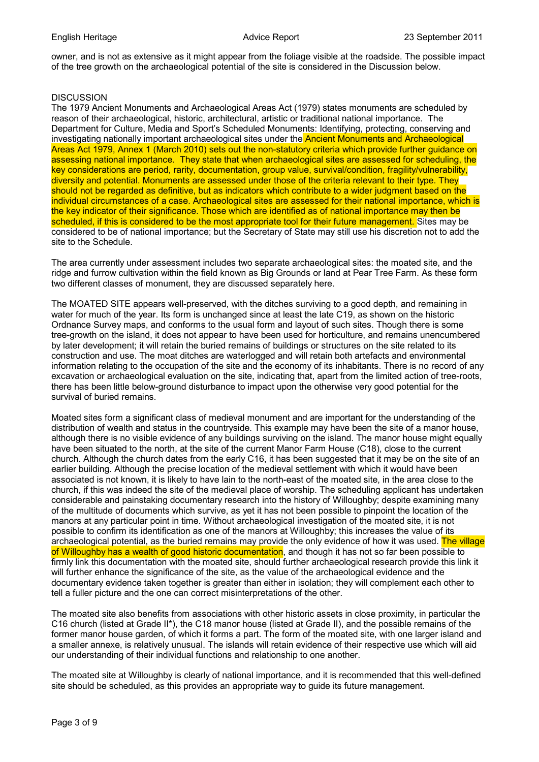owner, and is not as extensive as it might appear from the foliage visible at the roadside. The possible impact of the tree growth on the archaeological potential of the site is considered in the Discussion below.

## DISCUSSION

The 1979 Ancient Monuments and Archaeological Areas Act (1979) states monuments are scheduled by reason of their archaeological, historic, architectural, artistic or traditional national importance. The Department for Culture, Media and Sport's Scheduled Monuments: Identifying, protecting, conserving and investigating nationally important archaeological sites under the Ancient Monuments and Archaeological Areas Act 1979, Annex 1 (March 2010) sets out the non-statutory criteria which provide further guidance on assessing national importance. They state that when archaeological sites are assessed for scheduling, the key considerations are period, rarity, documentation, group value, survival/condition, fragility/vulnerability, diversity and potential. Monuments are assessed under those of the criteria relevant to their type. They should not be regarded as definitive, but as indicators which contribute to a wider judgment based on the individual circumstances of a case. Archaeological sites are assessed for their national importance, which is the key indicator of their significance. Those which are identified as of national importance may then be scheduled, if this is considered to be the most appropriate tool for their future management. Sites may be considered to be of national importance; but the Secretary of State may still use his discretion not to add the site to the Schedule.

The area currently under assessment includes two separate archaeological sites: the moated site, and the ridge and furrow cultivation within the field known as Big Grounds or land at Pear Tree Farm. As these form two different classes of monument, they are discussed separately here.

The MOATED SITE appears well-preserved, with the ditches surviving to a good depth, and remaining in water for much of the year. Its form is unchanged since at least the late C19, as shown on the historic Ordnance Survey maps, and conforms to the usual form and layout of such sites. Though there is some tree-growth on the island, it does not appear to have been used for horticulture, and remains unencumbered by later development; it will retain the buried remains of buildings or structures on the site related to its construction and use. The moat ditches are waterlogged and will retain both artefacts and environmental information relating to the occupation of the site and the economy of its inhabitants. There is no record of any excavation or archaeological evaluation on the site, indicating that, apart from the limited action of tree-roots, there has been little below-ground disturbance to impact upon the otherwise very good potential for the survival of buried remains.

Moated sites form a significant class of medieval monument and are important for the understanding of the distribution of wealth and status in the countryside. This example may have been the site of a manor house, although there is no visible evidence of any buildings surviving on the island. The manor house might equally have been situated to the north, at the site of the current Manor Farm House (C18), close to the current church. Although the church dates from the early C16, it has been suggested that it may be on the site of an earlier building. Although the precise location of the medieval settlement with which it would have been associated is not known, it is likely to have lain to the north-east of the moated site, in the area close to the church, if this was indeed the site of the medieval place of worship. The scheduling applicant has undertaken considerable and painstaking documentary research into the history of Willoughby; despite examining many of the multitude of documents which survive, as yet it has not been possible to pinpoint the location of the manors at any particular point in time. Without archaeological investigation of the moated site, it is not possible to confirm its identification as one of the manors at Willoughby; this increases the value of its archaeological potential, as the buried remains may provide the only evidence of how it was used. The village of Willoughby has a wealth of good historic documentation, and though it has not so far been possible to firmly link this documentation with the moated site, should further archaeological research provide this link it will further enhance the significance of the site, as the value of the archaeological evidence and the documentary evidence taken together is greater than either in isolation; they will complement each other to tell a fuller picture and the one can correct misinterpretations of the other.

The moated site also benefits from associations with other historic assets in close proximity, in particular the C16 church (listed at Grade II*), the C18 manor house (listed at Grade II), and the possible remains of the former manor house garden, of which it forms a part. The form of the moated site, with one larger island and a smaller annexe, is relatively unusual. The islands will retain evidence of their respective use which will aid our understanding of their individual functions and relationship to one another.

The moated site at Willoughby is clearly of national importance, and it is recommended that this well-defined site should be scheduled, as this provides an appropriate way to guide its future management.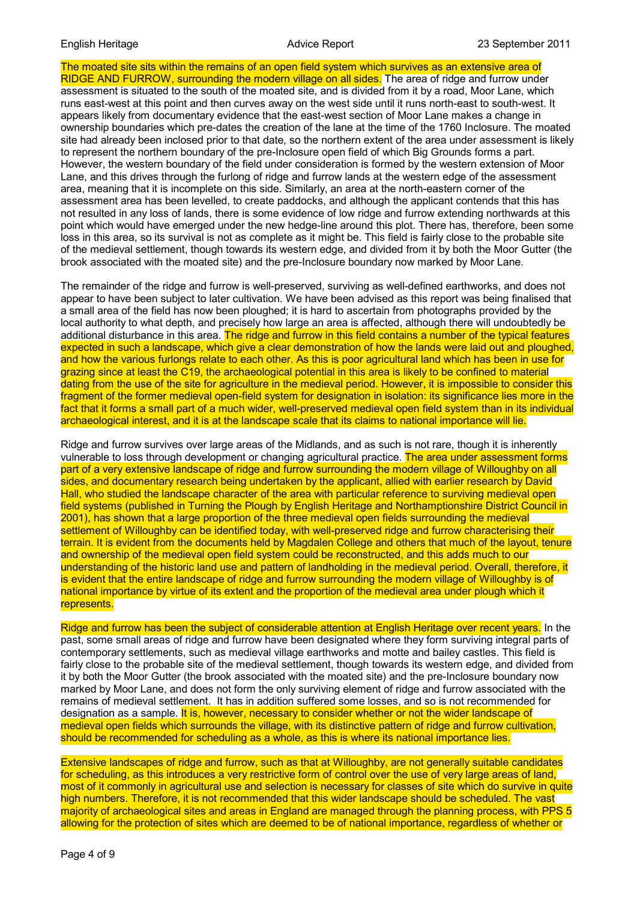The moated site sits within the remains of an open field system which survives as an extensive area of RIDGE AND FURROW, surrounding the modern village on all sides. The area of ridge and furrow under assessment is situated to the south of the moated site, and is divided from it by a road, Moor Lane, which runs east-west at this point and then curves away on the west side until it runs north-east to south-west. It appears likely from documentary evidence that the east-west section of Moor Lane makes a change in ownership boundaries which pre-dates the creation of the lane at the time of the 1760 Inclosure. The moated site had already been inclosed prior to that date, so the northern extent of the area under assessment is likely to represent the northern boundary of the pre-Inclosure open field of which Big Grounds forms a part. However, the western boundary of the field under consideration is formed by the western extension of Moor Lane, and this drives through the furlong of ridge and furrow lands at the western edge of the assessment area, meaning that it is incomplete on this side. Similarly, an area at the north-eastern corner of the assessment area has been levelled, to create paddocks, and although the applicant contends that this has not resulted in any loss of lands, there is some evidence of low ridge and furrow extending northwards at this point which would have emerged under the new hedge-line around this plot. There has, therefore, been some loss in this area, so its survival is not as complete as it might be. This field is fairly close to the probable site of the medieval settlement, though towards its western edge, and divided from it by both the Moor Gutter (the brook associated with the moated site) and the pre-Inclosure boundary now marked by Moor Lane.

The remainder of the ridge and furrow is well-preserved, surviving as well-defined earthworks, and does not appear to have been subject to later cultivation. We have been advised as this report was being finalised that a small area of the field has now been ploughed; it is hard to ascertain from photographs provided by the local authority to what depth, and precisely how large an area is affected, although there will undoubtedly be additional disturbance in this area. The ridge and furrow in this field contains a number of the typical features expected in such a landscape, which give a clear demonstration of how the lands were laid out and ploughed, and how the various furlongs relate to each other. As this is poor agricultural land which has been in use for grazing since at least the C19, the archaeological potential in this area is likely to be confined to material dating from the use of the site for agriculture in the medieval period. However, it is impossible to consider this fragment of the former medieval open-field system for designation in isolation: its significance lies more in the fact that it forms a small part of a much wider, well-preserved medieval open field system than in its individual archaeological interest, and it is at the landscape scale that its claims to national importance will lie.

Ridge and furrow survives over large areas of the Midlands, and as such is not rare, though it is inherently vulnerable to loss through development or changing agricultural practice. The area under assessment forms part of a very extensive landscape of ridge and furrow surrounding the modern village of Willoughby on all sides, and documentary research being undertaken by the applicant, allied with earlier research by David Hall, who studied the landscape character of the area with particular reference to surviving medieval open field systems (published in Turning the Plough by English Heritage and Northamptonshire District Council in 2001), has shown that a large proportion of the three medieval open fields surrounding the medieval settlement of Willoughby can be identified today, with well-preserved ridge and furrow characterising their terrain. It is evident from the documents held by Magdalen College and others that much of the layout, tenure and ownership of the medieval open field system could be reconstructed, and this adds much to our understanding of the historic land use and pattern of landholding in the medieval period. Overall, therefore, it is evident that the entire landscape of ridge and furrow surrounding the modern village of Willoughby is of national importance by virtue of its extent and the proportion of the medieval area under plough which it represents.

Ridge and furrow has been the subject of considerable attention at English Heritage over recent years. In the past, some small areas of ridge and furrow have been designated where they form surviving integral parts of contemporary settlements, such as medieval village earthworks and motte and bailey castles. This field is fairly close to the probable site of the medieval settlement, though towards its western edge, and divided from it by both the Moor Gutter (the brook associated with the moated site) and the pre-Inclosure boundary now marked by Moor Lane, and does not form the only surviving element of ridge and furrow associated with the remains of medieval settlement. It has in addition suffered some losses, and so is not recommended for designation as a sample. It is, however, necessary to consider whether or not the wider landscape of medieval open fields which surrounds the village, with its distinctive pattern of ridge and furrow cultivation, should be recommended for scheduling as a whole, as this is where its national importance lies.

Extensive landscapes of ridge and furrow, such as that at Willoughby, are not generally suitable candidates for scheduling, as this introduces a very restrictive form of control over the use of very large areas of land, most of it commonly in agricultural use and selection is necessary for classes of site which do survive in quite high numbers. Therefore, it is not recommended that this wider landscape should be scheduled. The vast majority of archaeological sites and areas in England are managed through the planning process, with PPS 5 allowing for the protection of sites which are deemed to be of national importance, regardless of whether or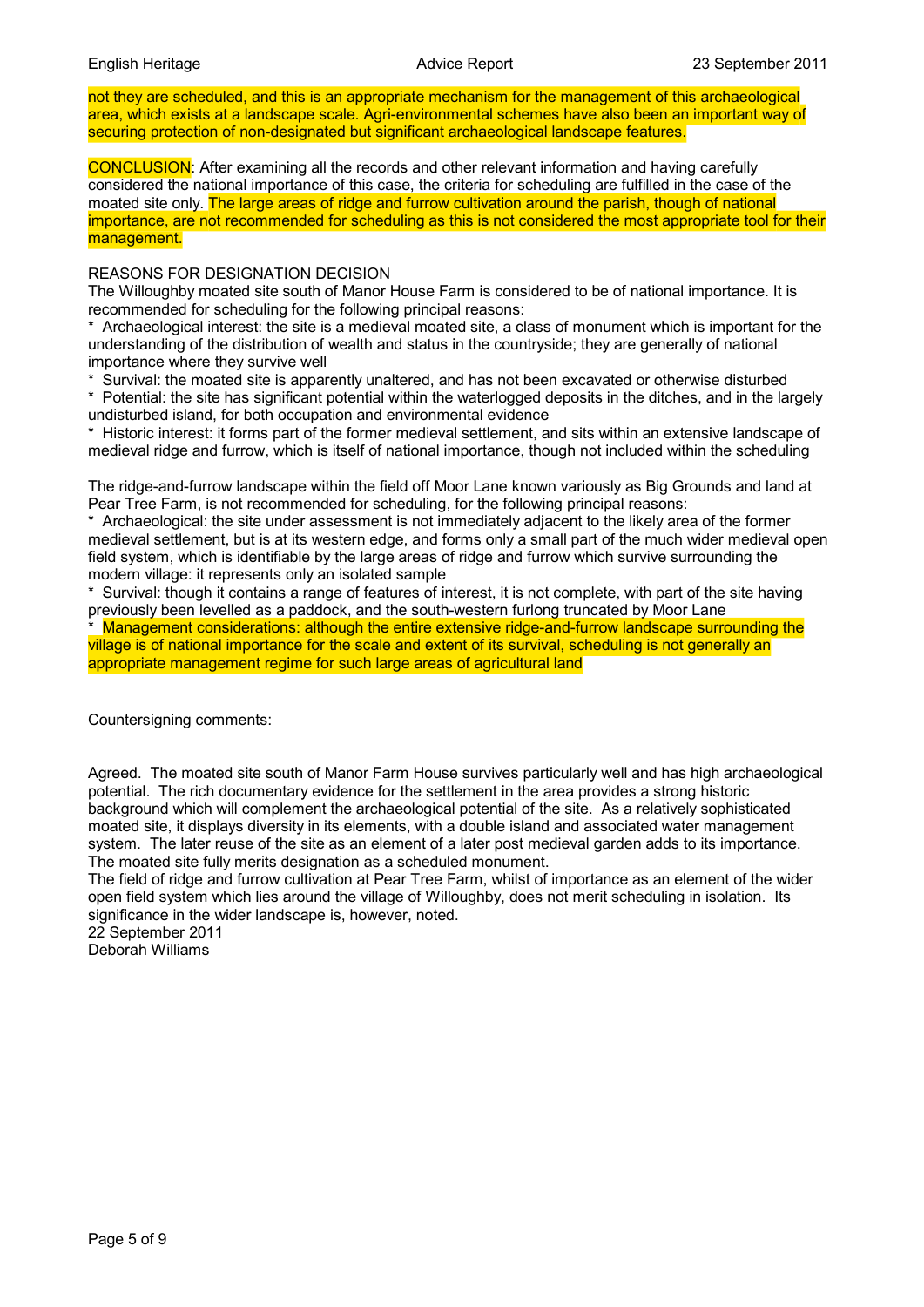not they are scheduled, and this is an appropriate mechanism for the management of this archaeological area, which exists at a landscape scale. Agri-environmental schemes have also been an important way of securing protection of non-designated but significant archaeological landscape features.

CONCLUSION: After examining all the records and other relevant information and having carefully considered the national importance of this case, the criteria for scheduling are fulfilled in the case of the moated site only. The large areas of ridge and furrow cultivation around the parish, though of national importance, are not recommended for scheduling as this is not considered the most appropriate tool for their management.

REASONS FOR DESIGNATION DECISION

The Willoughby moated site south of Manor House Farm is considered to be of national importance. It is recommended for scheduling for the following principal reasons:

* Archaeological interest: the site is a medieval moated site, a class of monument which is important for the understanding of the distribution of wealth and status in the countryside; they are generally of national importance where they survive well
* Survival: the moated site is apparently unaltered, and has not been excavated or otherwise disturbed
* Potential: the site has significant potential within the waterlogged deposits in the ditches, and in the largely undisturbed island, for both occupation and environmental evidence
* Historic interest: it forms part of the former medieval settlement, and sits within an extensive landscape of medieval ridge and furrow, which is itself of national importance, though not included within the scheduling

The ridge-and-furrow landscape within the field off Moor Lane known variously as Big Grounds and land at Pear Tree Farm, is not recommended for scheduling, for the following principal reasons:

* Archaeological: the site under assessment is not immediately adjacent to the likely area of the former medieval settlement, but is at its western edge, and forms only a small part of the much wider medieval open field system, which is identifiable by the large areas of ridge and furrow which survive surrounding the modern village: it represents only an isolated sample
* Survival: though it contains a range of features of interest, it is not complete, with part of the site having previously been levelled as a paddock, and the south-western furlong truncated by Moor Lane
* Management considerations: although the entire extensive ridge-and-furrow landscape surrounding the village is of national importance for the scale and extent of its survival, scheduling is not generally an appropriate management regime for such large areas of agricultural land

Countersigning comments:

Agreed. The moated site south of Manor Farm House survives particularly well and has high archaeological potential. The rich documentary evidence for the settlement in the area provides a strong historic background which will complement the archaeological potential of the site. As a relatively sophisticated moated site, it displays diversity in its elements, with a double island and associated water management system. The later reuse of the site as an element of a later post medieval garden adds to its importance. The moated site fully merits designation as a scheduled monument.
The field of ridge and furrow cultivation at Pear Tree Farm, whilst of importance as an element of the wider open field system which lies around the village of Willoughby, does not merit scheduling in isolation. Its significance in the wider landscape is, however, noted.
22 September 2011
Deborah Williams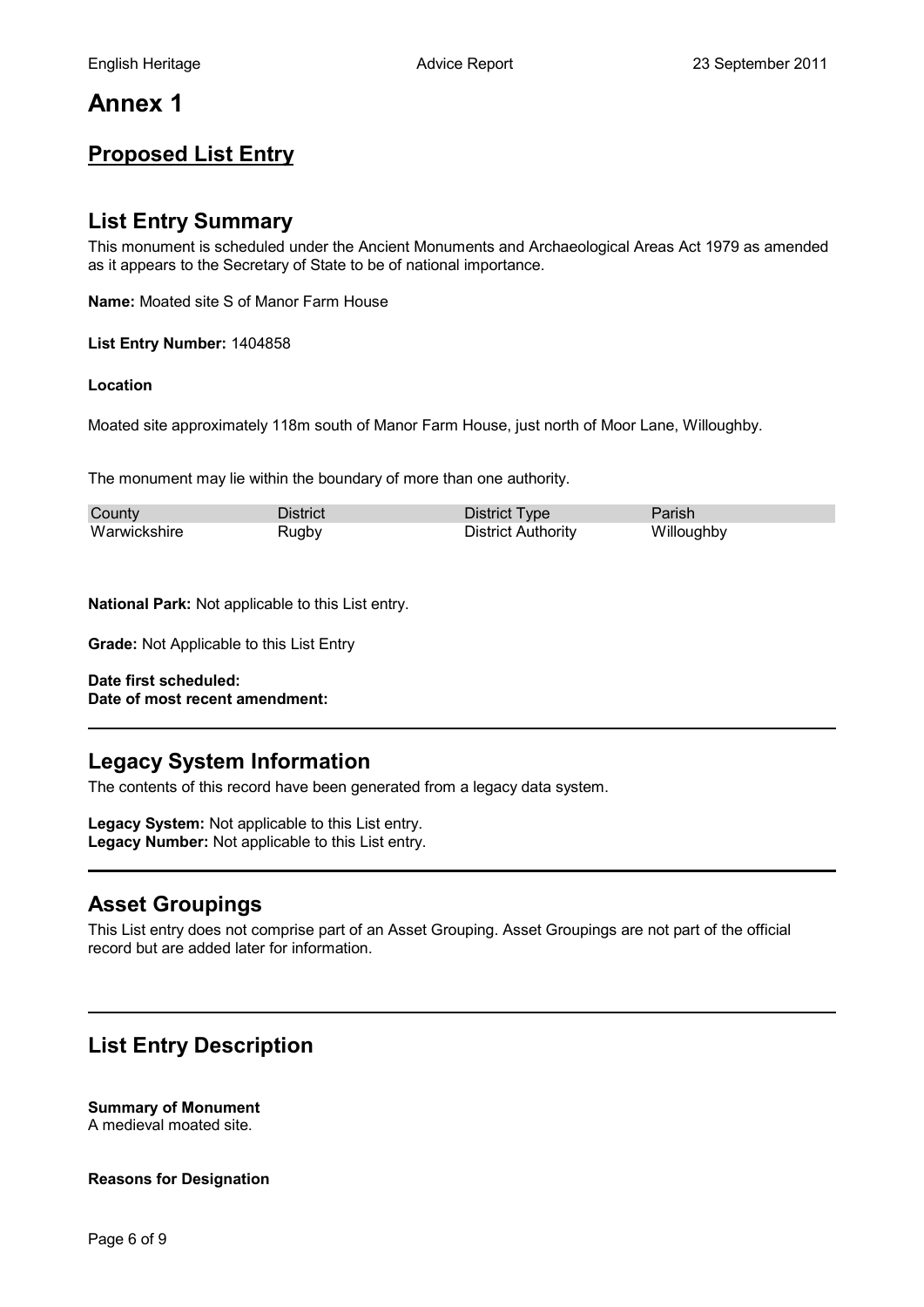# Annex 1

## Proposed List Entry

## List Entry Summary

This monument is scheduled under the Ancient Monuments and Archaeological Areas Act 1979 as amended as it appears to the Secretary of State to be of national importance.

**Name:** Moated site S of Manor Farm House

**List Entry Number:** 1404858

**Location**

Moated site approximately 118m south of Manor Farm House, just north of Moor Lane, Willoughby.

The monument may lie within the boundary of more than one authority.

| County | District | District Type | Parish |
|---|---|---|---|
| Warwickshire | Rugby | District Authority | Willoughby |

**National Park:** Not applicable to this List entry.

**Grade:** Not Applicable to this List Entry

**Date first scheduled:**
**Date of most recent amendment:**

---

## Legacy System Information

The contents of this record have been generated from a legacy data system.

**Legacy System:** Not applicable to this List entry.
**Legacy Number:** Not applicable to this List entry.

---

## Asset Groupings

This List entry does not comprise part of an Asset Grouping. Asset Groupings are not part of the official record but are added later for information.

---

## List Entry Description

**Summary of Monument**
A medieval moated site.

**Reasons for Designation**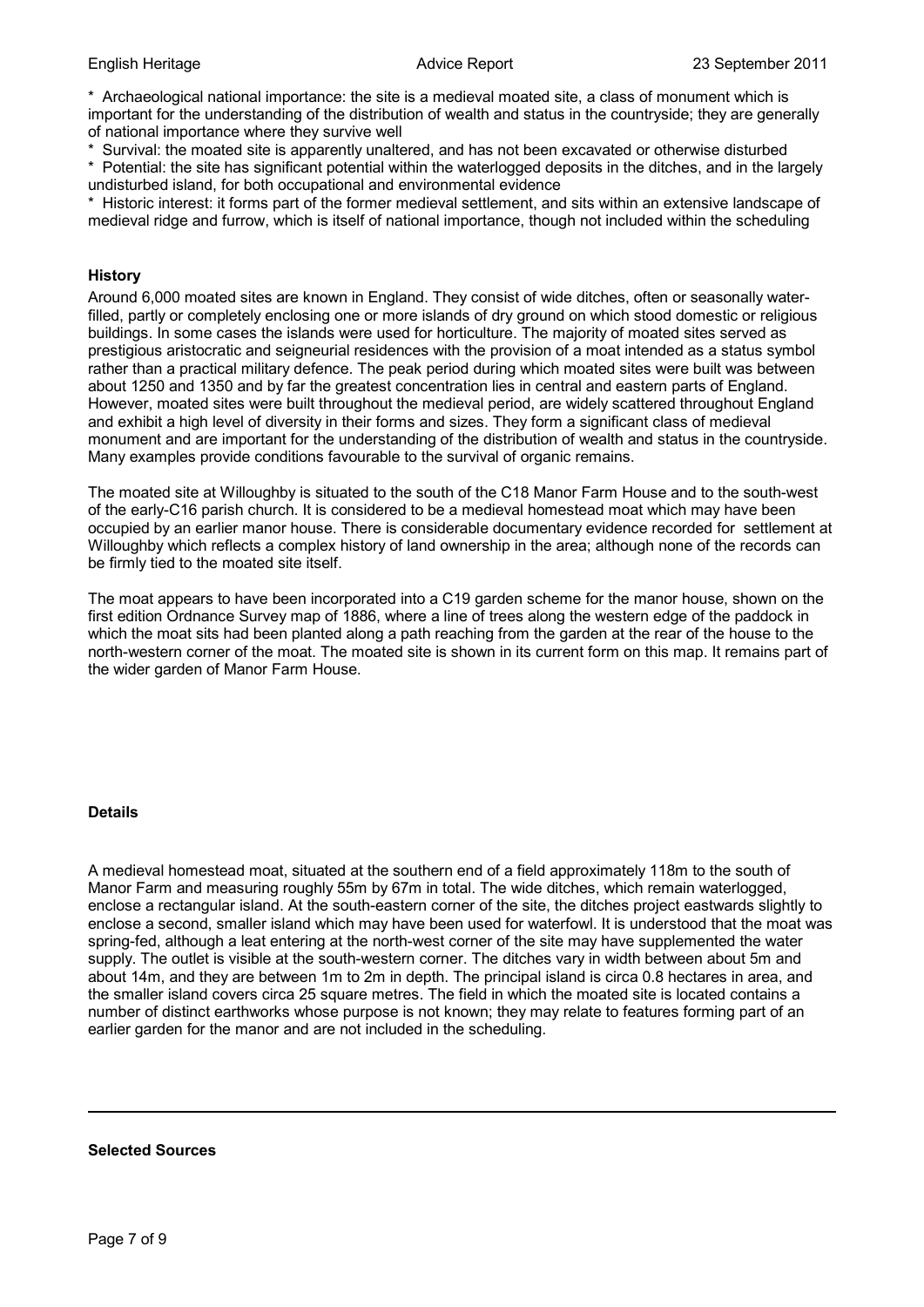* Archaeological national importance: the site is a medieval moated site, a class of monument which is important for the understanding of the distribution of wealth and status in the countryside; they are generally of national importance where they survive well
* Survival: the moated site is apparently unaltered, and has not been excavated or otherwise disturbed
* Potential: the site has significant potential within the waterlogged deposits in the ditches, and in the largely undisturbed island, for both occupational and environmental evidence
* Historic interest: it forms part of the former medieval settlement, and sits within an extensive landscape of medieval ridge and furrow, which is itself of national importance, though not included within the scheduling

**History**

Around 6,000 moated sites are known in England. They consist of wide ditches, often or seasonally water-filled, partly or completely enclosing one or more islands of dry ground on which stood domestic or religious buildings. In some cases the islands were used for horticulture. The majority of moated sites served as prestigious aristocratic and seigneurial residences with the provision of a moat intended as a status symbol rather than a practical military defence. The peak period during which moated sites were built was between about 1250 and 1350 and by far the greatest concentration lies in central and eastern parts of England. However, moated sites were built throughout the medieval period, are widely scattered throughout England and exhibit a high level of diversity in their forms and sizes. They form a significant class of medieval monument and are important for the understanding of the distribution of wealth and status in the countryside. Many examples provide conditions favourable to the survival of organic remains.

The moated site at Willoughby is situated to the south of the C18 Manor Farm House and to the south-west of the early-C16 parish church. It is considered to be a medieval homestead moat which may have been occupied by an earlier manor house. There is considerable documentary evidence recorded for settlement at Willoughby which reflects a complex history of land ownership in the area; although none of the records can be firmly tied to the moated site itself.

The moat appears to have been incorporated into a C19 garden scheme for the manor house, shown on the first edition Ordnance Survey map of 1886, where a line of trees along the western edge of the paddock in which the moat sits had been planted along a path reaching from the garden at the rear of the house to the north-western corner of the moat. The moated site is shown in its current form on this map. It remains part of the wider garden of Manor Farm House.

**Details**

A medieval homestead moat, situated at the southern end of a field approximately 118m to the south of Manor Farm and measuring roughly 55m by 67m in total. The wide ditches, which remain waterlogged, enclose a rectangular island. At the south-eastern corner of the site, the ditches project eastwards slightly to enclose a second, smaller island which may have been used for waterfowl. It is understood that the moat was spring-fed, although a leat entering at the north-west corner of the site may have supplemented the water supply. The outlet is visible at the south-western corner. The ditches vary in width between about 5m and about 14m, and they are between 1m to 2m in depth. The principal island is circa 0.8 hectares in area, and the smaller island covers circa 25 square metres. The field in which the moated site is located contains a number of distinct earthworks whose purpose is not known; they may relate to features forming part of an earlier garden for the manor and are not included in the scheduling.

---

**Selected Sources**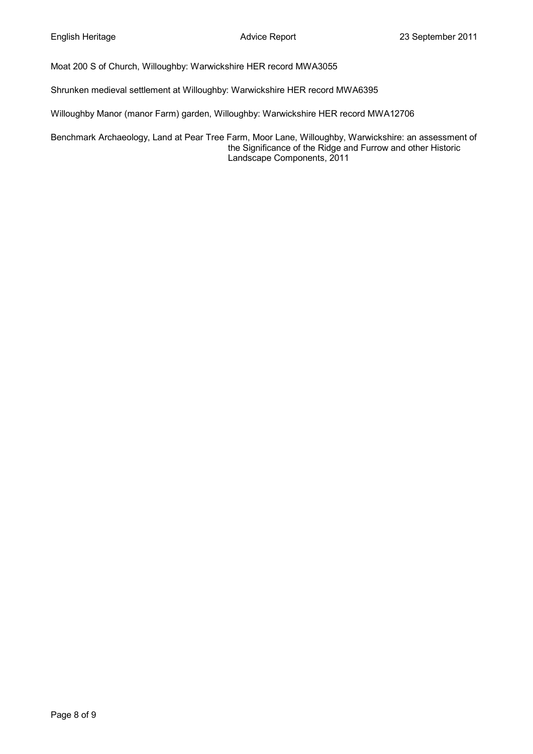Moat 200 S of Church, Willoughby: Warwickshire HER record MWA3055

Shrunken medieval settlement at Willoughby: Warwickshire HER record MWA6395

Willoughby Manor (manor Farm) garden, Willoughby: Warwickshire HER record MWA12706

Benchmark Archaeology, Land at Pear Tree Farm, Moor Lane, Willoughby, Warwickshire: an assessment of the Significance of the Ridge and Furrow and other Historic Landscape Components, 2011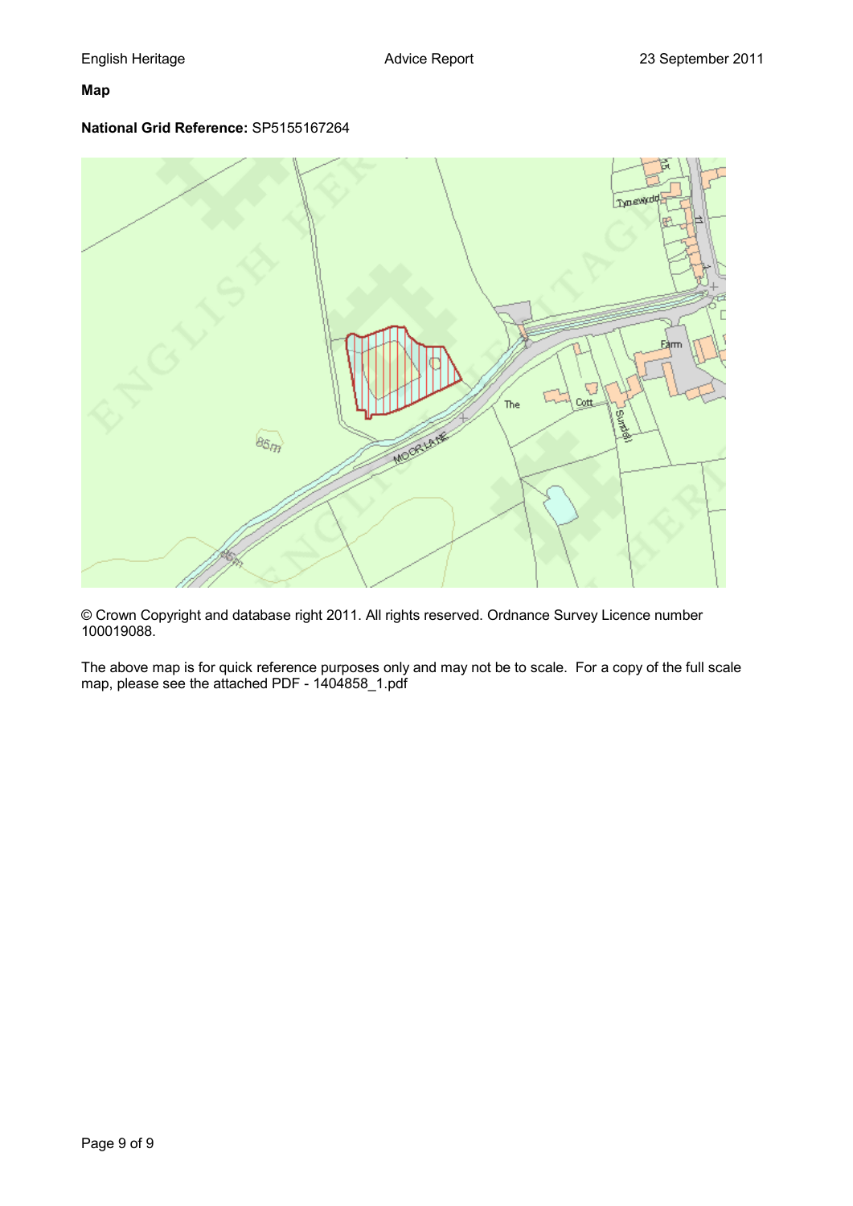**Map**

**National Grid Reference:** SP5155167264

© Crown Copyright and database right 2011. All rights reserved. Ordnance Survey Licence number 100019088.

The above map is for quick reference purposes only and may not be to scale. For a copy of the full scale map, please see the attached PDF - 1404858_1.pdf